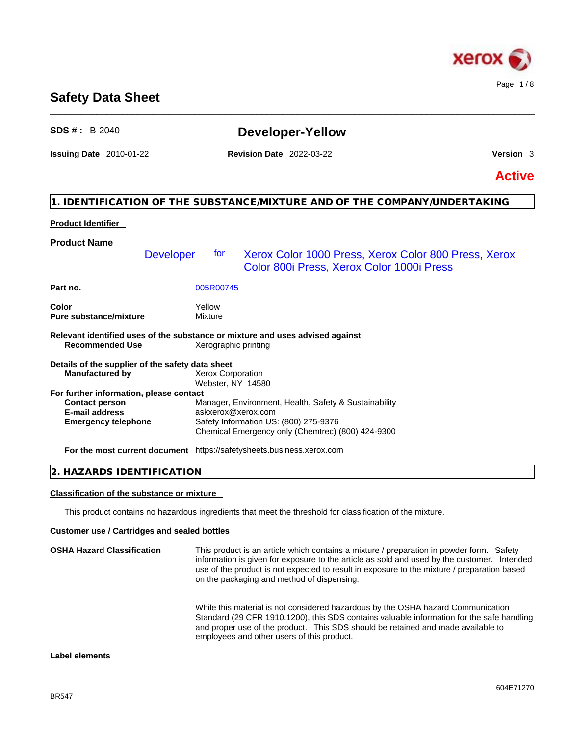# Safety Data Sheet

**SDS # :** B-2040

## Developer-Yellow

**Issuing Date** 2010-01-22 **Revision Date** 2022-03-22 **Version** 3

**Active**

## 1. IDENTIFICATION OF THE SUBSTANCE/MIXTURE AND OF THE COMPANY/UNDERTAKING

**Product Identifier**

**Product Name**

Developer for Xerox Color 1000 Press, Xerox Color 800 Press, Xerox Color 800i Press, Xerox Color 1000i Press

| | |
|---|---|
| **Part no.** | 005R00745 |
| **Color** | Yellow |
| **Pure substance/mixture** | Mixture |

**Relevant identified uses of the substance or mixture and uses advised against**

| | |
|---|---|
| **Recommended Use** | Xerographic printing |

**Details of the supplier of the safety data sheet**

| | |
|---|---|
| **Manufactured by** | Xerox Corporation<br>Webster, NY 14580 |

**For further information, please contact**

| | |
|---|---|
| **Contact person** | Manager, Environment, Health, Safety & Sustainability |
| **E-mail address** | askxerox@xerox.com |
| **Emergency telephone** | Safety Information US: (800) 275-9376<br>Chemical Emergency only (Chemtrec) (800) 424-9300 |
| **For the most current document** | https://safetysheets.business.xerox.com |

## 2. HAZARDS IDENTIFICATION

**Classification of the substance or mixture**

This product contains no hazardous ingredients that meet the threshold for classification of the mixture.

**Customer use / Cartridges and sealed bottles**

**OSHA Hazard Classification**

This product is an article which contains a mixture / preparation in powder form. Safety information is given for exposure to the article as sold and used by the customer. Intended use of the product is not expected to result in exposure to the mixture / preparation based on the packaging and method of dispensing.

While this material is not considered hazardous by the OSHA hazard Communication Standard (29 CFR 1910.1200), this SDS contains valuable information for the safe handling and proper use of the product. This SDS should be retained and made available to employees and other users of this product.

**Label elements**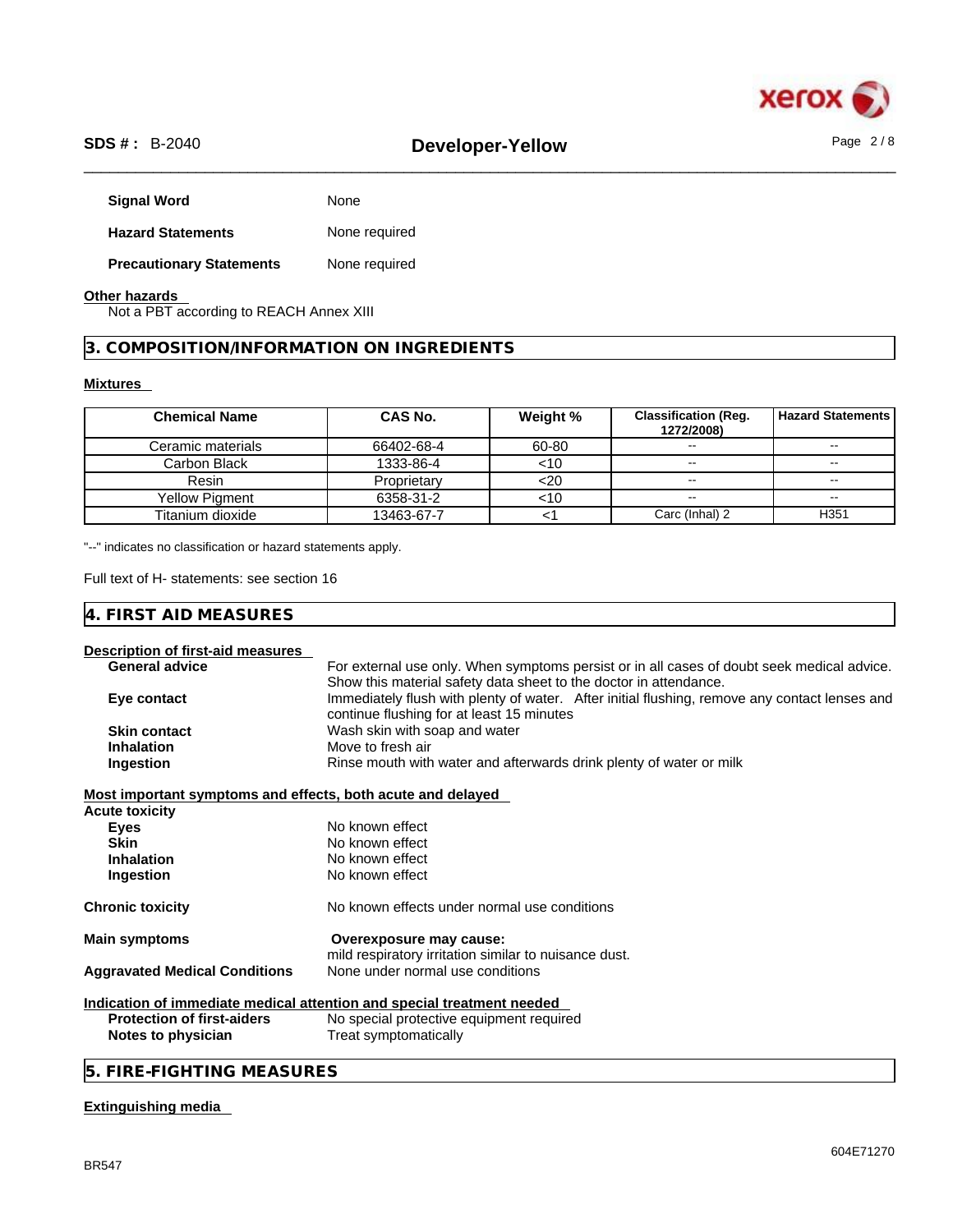**Signal Word** None

**Hazard Statements** None required

**Precautionary Statements** None required

**Other hazards**

Not a PBT according to REACH Annex XIII

## 3. COMPOSITION/INFORMATION ON INGREDIENTS

**Mixtures**

| Chemical Name | CAS No. | Weight % | Classification (Reg. 1272/2008) | Hazard Statements |
|---|---|---|---|---|
| Ceramic materials | 66402-68-4 | 60-80 | -- | -- |
| Carbon Black | 1333-86-4 | <10 | -- | -- |
| Resin | Proprietary | <20 | -- | -- |
| Yellow Pigment | 6358-31-2 | <10 | -- | -- |
| Titanium dioxide | 13463-67-7 | <1 | Carc (Inhal) 2 | H351 |

"--" indicates no classification or hazard statements apply.

Full text of H- statements: see section 16

## 4. FIRST AID MEASURES

**Description of first-aid measures**

**General advice** For external use only. When symptoms persist or in all cases of doubt seek medical advice. Show this material safety data sheet to the doctor in attendance.

**Eye contact** Immediately flush with plenty of water. After initial flushing, remove any contact lenses and continue flushing for at least 15 minutes

**Skin contact** Wash skin with soap and water

**Inhalation** Move to fresh air

**Ingestion** Rinse mouth with water and afterwards drink plenty of water or milk

**Most important symptoms and effects, both acute and delayed**

**Acute toxicity**

**Eyes** No known effect

**Skin** No known effect

**Inhalation** No known effect

**Ingestion** No known effect

**Chronic toxicity** No known effects under normal use conditions

**Main symptoms** **Overexposure may cause:** mild respiratory irritation similar to nuisance dust.

**Aggravated Medical Conditions** None under normal use conditions

**Indication of immediate medical attention and special treatment needed**

**Protection of first-aiders** No special protective equipment required

**Notes to physician** Treat symptomatically

## 5. FIRE-FIGHTING MEASURES

**Extinguishing media**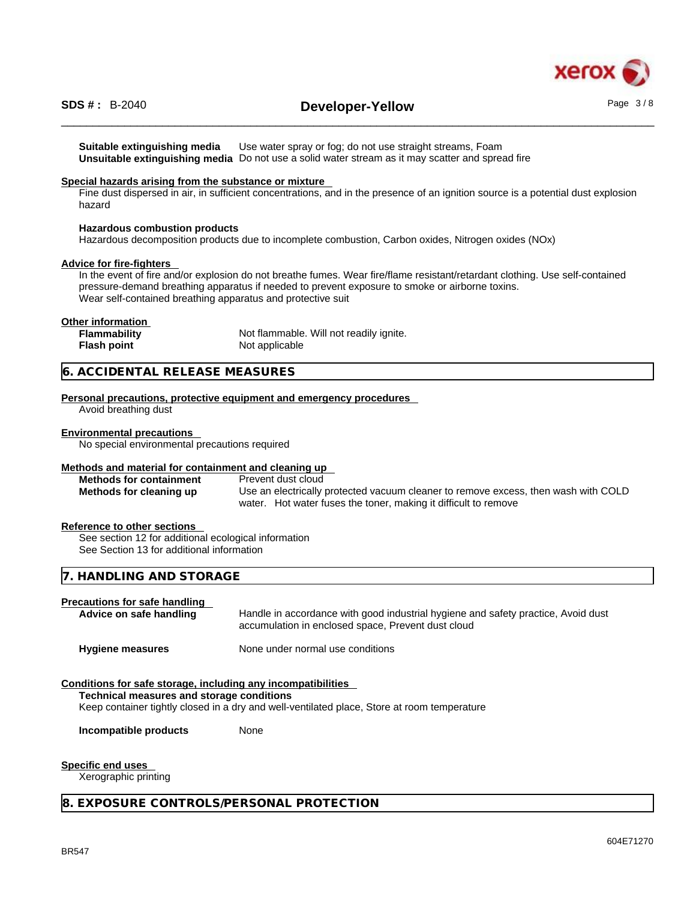**Suitable extinguishing media** Use water spray or fog; do not use straight streams, Foam

**Unsuitable extinguishing media** Do not use a solid water stream as it may scatter and spread fire

**Special hazards arising from the substance or mixture**

Fine dust dispersed in air, in sufficient concentrations, and in the presence of an ignition source is a potential dust explosion hazard

**Hazardous combustion products**

Hazardous decomposition products due to incomplete combustion, Carbon oxides, Nitrogen oxides (NOx)

**Advice for fire-fighters**

In the event of fire and/or explosion do not breathe fumes. Wear fire/flame resistant/retardant clothing. Use self-contained pressure-demand breathing apparatus if needed to prevent exposure to smoke or airborne toxins.
Wear self-contained breathing apparatus and protective suit

**Other information**

**Flammability** Not flammable. Will not readily ignite.

**Flash point** Not applicable

## 6. ACCIDENTAL RELEASE MEASURES

**Personal precautions, protective equipment and emergency procedures**

Avoid breathing dust

**Environmental precautions**

No special environmental precautions required

**Methods and material for containment and cleaning up**

**Methods for containment** Prevent dust cloud

**Methods for cleaning up** Use an electrically protected vacuum cleaner to remove excess, then wash with COLD water. Hot water fuses the toner, making it difficult to remove

**Reference to other sections**

See section 12 for additional ecological information
See Section 13 for additional information

## 7. HANDLING AND STORAGE

**Precautions for safe handling**

**Advice on safe handling** Handle in accordance with good industrial hygiene and safety practice, Avoid dust accumulation in enclosed space, Prevent dust cloud

**Hygiene measures** None under normal use conditions

**Conditions for safe storage, including any incompatibilities**

**Technical measures and storage conditions**

Keep container tightly closed in a dry and well-ventilated place, Store at room temperature

**Incompatible products** None

**Specific end uses**

Xerographic printing

## 8. EXPOSURE CONTROLS/PERSONAL PROTECTION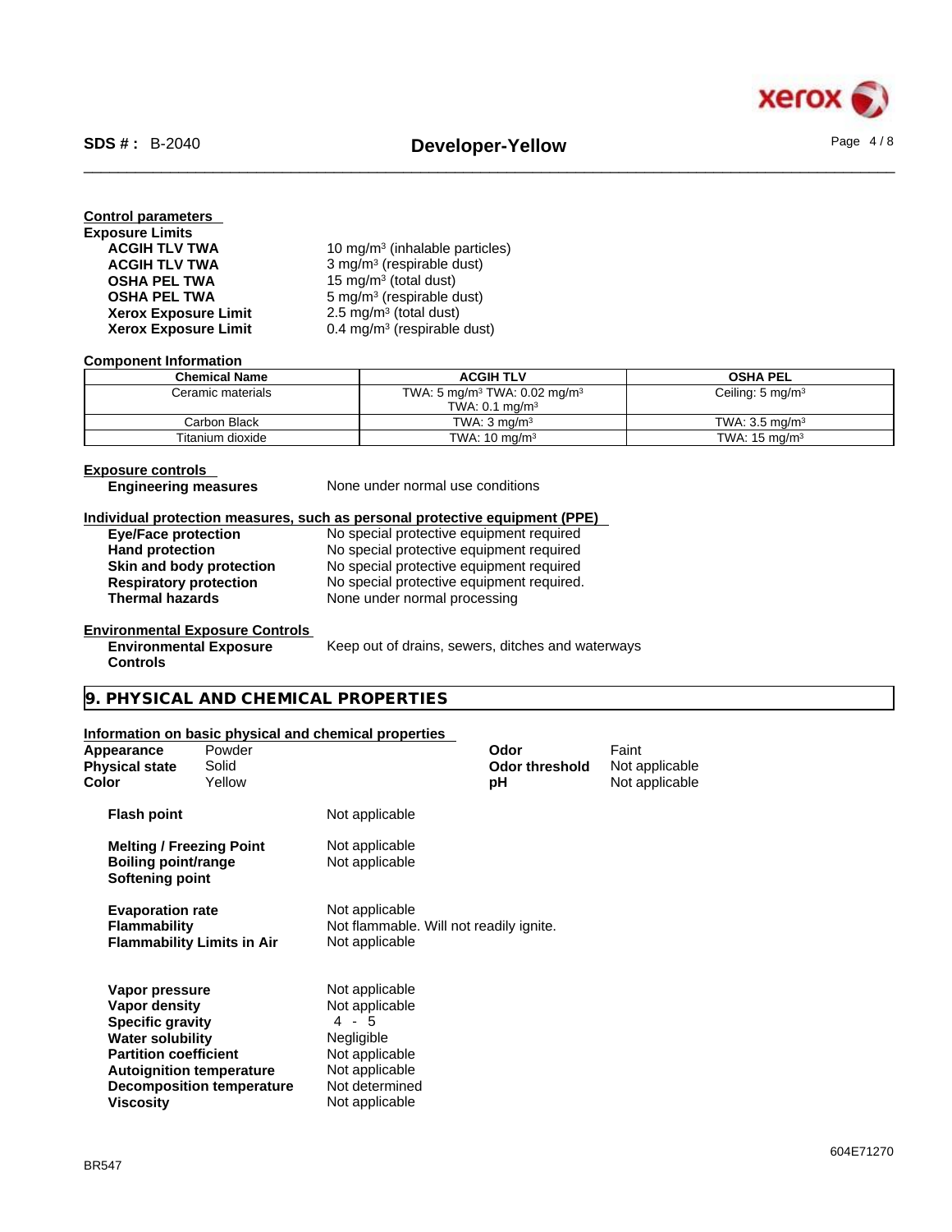**Control parameters**

**Exposure Limits**

| | |
|---|---|
| **ACGIH TLV TWA** | 10 mg/m³ (inhalable particles) |
| **ACGIH TLV TWA** | 3 mg/m³ (respirable dust) |
| **OSHA PEL TWA** | 15 mg/m³ (total dust) |
| **OSHA PEL TWA** | 5 mg/m³ (respirable dust) |
| **Xerox Exposure Limit** | 2.5 mg/m³ (total dust) |
| **Xerox Exposure Limit** | 0.4 mg/m³ (respirable dust) |

**Component Information**

| Chemical Name | ACGIH TLV | OSHA PEL |
|---|---|---|
| Ceramic materials | TWA: 5 mg/m³ TWA: 0.02 mg/m³ TWA: 0.1 mg/m³ | Ceiling: 5 mg/m³ |
| Carbon Black | TWA: 3 mg/m³ | TWA: 3.5 mg/m³ |
| Titanium dioxide | TWA: 10 mg/m³ | TWA: 15 mg/m³ |

**Exposure controls**

| | |
|---|---|
| **Engineering measures** | None under normal use conditions |

**Individual protection measures, such as personal protective equipment (PPE)**

| | |
|---|---|
| **Eye/Face protection** | No special protective equipment required |
| **Hand protection** | No special protective equipment required |
| **Skin and body protection** | No special protective equipment required |
| **Respiratory protection** | No special protective equipment required. |
| **Thermal hazards** | None under normal processing |

**Environmental Exposure Controls**

| | |
|---|---|
| **Environmental Exposure Controls** | Keep out of drains, sewers, ditches and waterways |

## 9. PHYSICAL AND CHEMICAL PROPERTIES

**Information on basic physical and chemical properties**

| | | | |
|---|---|---|---|
| **Appearance** | Powder | **Odor** | Faint |
| **Physical state** | Solid | **Odor threshold** | Not applicable |
| **Color** | Yellow | **pH** | Not applicable |

| | |
|---|---|
| **Flash point** | Not applicable |
| **Melting / Freezing Point** | Not applicable |
| **Boiling point/range** | Not applicable |
| **Softening point** | |
| **Evaporation rate** | Not applicable |
| **Flammability** | Not flammable. Will not readily ignite. |
| **Flammability Limits in Air** | Not applicable |
| **Vapor pressure** | Not applicable |
| **Vapor density** | Not applicable |
| **Specific gravity** | 4 - 5 |
| **Water solubility** | Negligible |
| **Partition coefficient** | Not applicable |
| **Autoignition temperature** | Not applicable |
| **Decomposition temperature** | Not determined |
| **Viscosity** | Not applicable |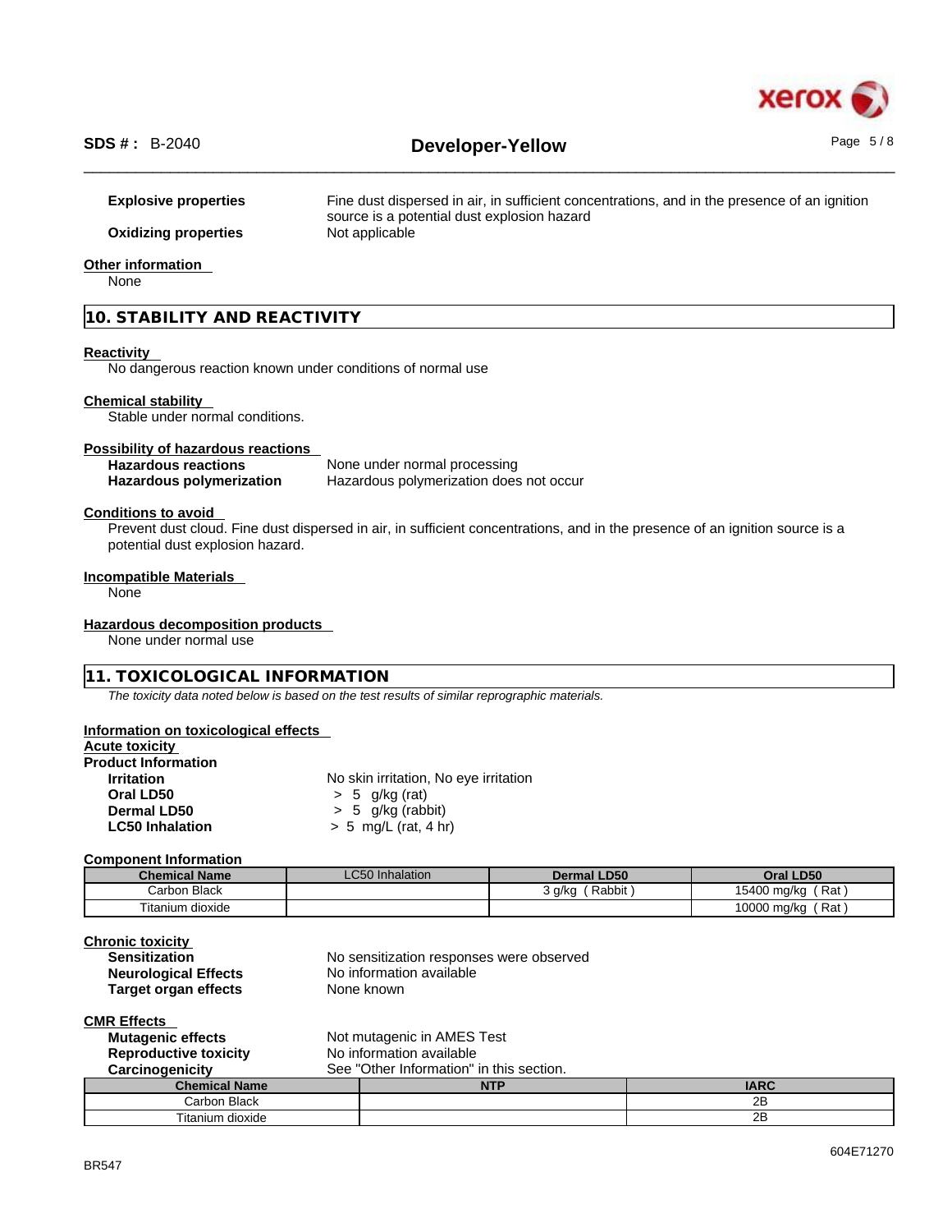**Explosive properties** Fine dust dispersed in air, in sufficient concentrations, and in the presence of an ignition source is a potential dust explosion hazard

**Oxidizing properties** Not applicable

**Other information**

None

## 10. STABILITY AND REACTIVITY

**Reactivity**

No dangerous reaction known under conditions of normal use

**Chemical stability**

Stable under normal conditions.

**Possibility of hazardous reactions**

**Hazardous reactions** None under normal processing

**Hazardous polymerization** Hazardous polymerization does not occur

**Conditions to avoid**

Prevent dust cloud. Fine dust dispersed in air, in sufficient concentrations, and in the presence of an ignition source is a potential dust explosion hazard.

**Incompatible Materials**

None

**Hazardous decomposition products**

None under normal use

## 11. TOXICOLOGICAL INFORMATION

*The toxicity data noted below is based on the test results of similar reprographic materials.*

**Information on toxicological effects**

**Acute toxicity**

**Product Information**

**Irritation** No skin irritation, No eye irritation

**Oral LD50** > 5 g/kg (rat)

**Dermal LD50** > 5 g/kg (rabbit)

**LC50 Inhalation** > 5 mg/L (rat, 4 hr)

**Component Information**

| Chemical Name | LC50 Inhalation | Dermal LD50 | Oral LD50 |
|---|---|---|---|
| Carbon Black | | 3 g/kg ( Rabbit ) | 15400 mg/kg ( Rat ) |
| Titanium dioxide | | | 10000 mg/kg ( Rat ) |

**Chronic toxicity**

**Sensitization** No sensitization responses were observed

**Neurological Effects** No information available

**Target organ effects** None known

**CMR Effects**

**Mutagenic effects** Not mutagenic in AMES Test

**Reproductive toxicity** No information available

**Carcinogenicity** See "Other Information" in this section.

| Chemical Name | NTP | IARC |
|---|---|---|
| Carbon Black | | 2B |
| Titanium dioxide | | 2B |

BR547

604E71270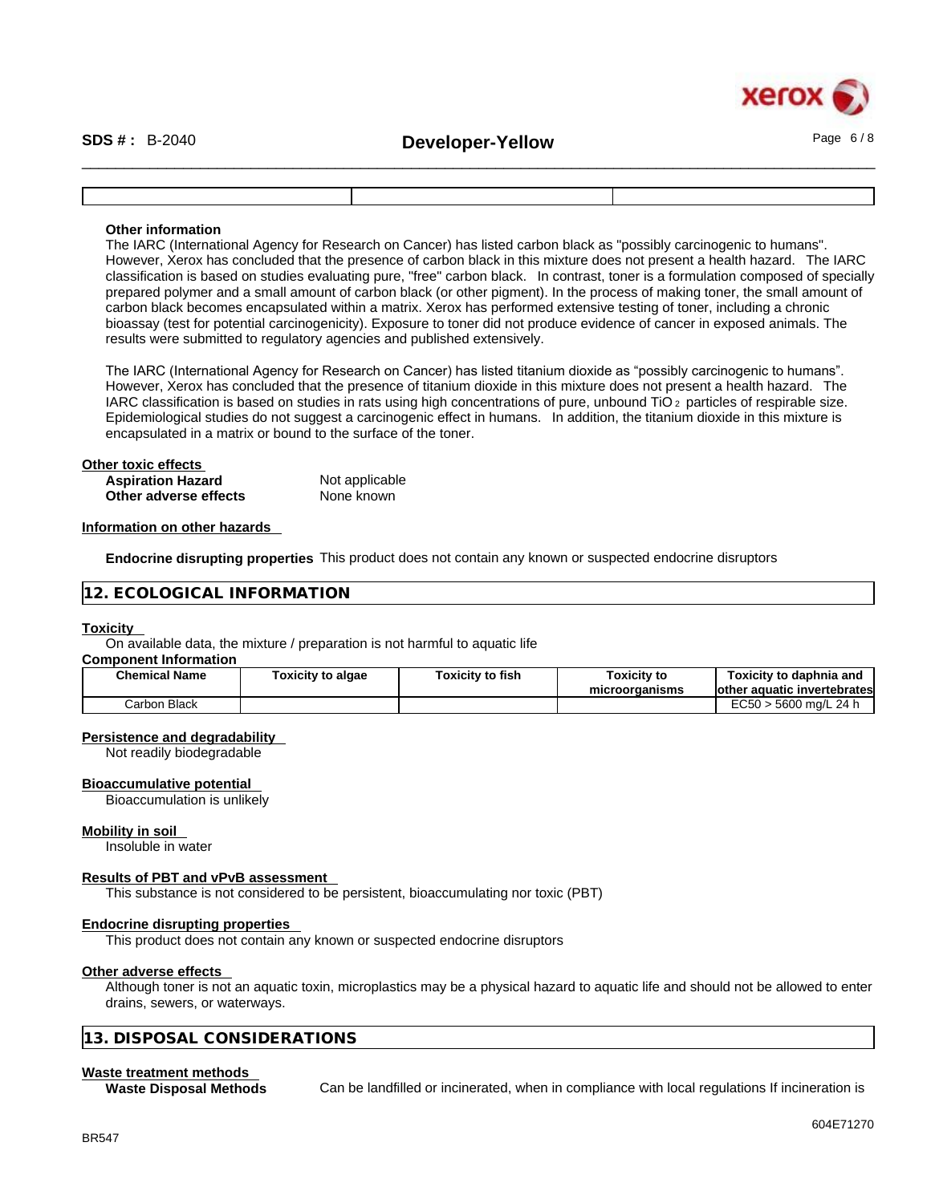| | | |
|---|---|---|

**Other information**

The IARC (International Agency for Research on Cancer) has listed carbon black as "possibly carcinogenic to humans". However, Xerox has concluded that the presence of carbon black in this mixture does not present a health hazard. The IARC classification is based on studies evaluating pure, "free" carbon black. In contrast, toner is a formulation composed of specially prepared polymer and a small amount of carbon black (or other pigment). In the process of making toner, the small amount of carbon black becomes encapsulated within a matrix. Xerox has performed extensive testing of toner, including a chronic bioassay (test for potential carcinogenicity). Exposure to toner did not produce evidence of cancer in exposed animals. The results were submitted to regulatory agencies and published extensively.

The IARC (International Agency for Research on Cancer) has listed titanium dioxide as "possibly carcinogenic to humans". However, Xerox has concluded that the presence of titanium dioxide in this mixture does not present a health hazard. The IARC classification is based on studies in rats using high concentrations of pure, unbound $TiO_2$ particles of respirable size. Epidemiological studies do not suggest a carcinogenic effect in humans. In addition, the titanium dioxide in this mixture is encapsulated in a matrix or bound to the surface of the toner.

**Other toxic effects**

**Aspiration Hazard** Not applicable
**Other adverse effects** None known

**Information on other hazards**

**Endocrine disrupting properties** This product does not contain any known or suspected endocrine disruptors

## 12. ECOLOGICAL INFORMATION

**Toxicity**

On available data, the mixture / preparation is not harmful to aquatic life

**Component Information**

| Chemical Name | Toxicity to algae | Toxicity to fish | Toxicity to microorganisms | Toxicity to daphnia and other aquatic invertebrates |
|---|---|---|---|---|
| Carbon Black | | | | EC50 > 5600 mg/L 24 h |

**Persistence and degradability**

Not readily biodegradable

**Bioaccumulative potential**

Bioaccumulation is unlikely

**Mobility in soil**

Insoluble in water

**Results of PBT and vPvB assessment**

This substance is not considered to be persistent, bioaccumulating nor toxic (PBT)

**Endocrine disrupting properties**

This product does not contain any known or suspected endocrine disruptors

**Other adverse effects**

Although toner is not an aquatic toxin, microplastics may be a physical hazard to aquatic life and should not be allowed to enter drains, sewers, or waterways.

## 13. DISPOSAL CONSIDERATIONS

**Waste treatment methods**

**Waste Disposal Methods** Can be landfilled or incinerated, when in compliance with local regulations If incineration is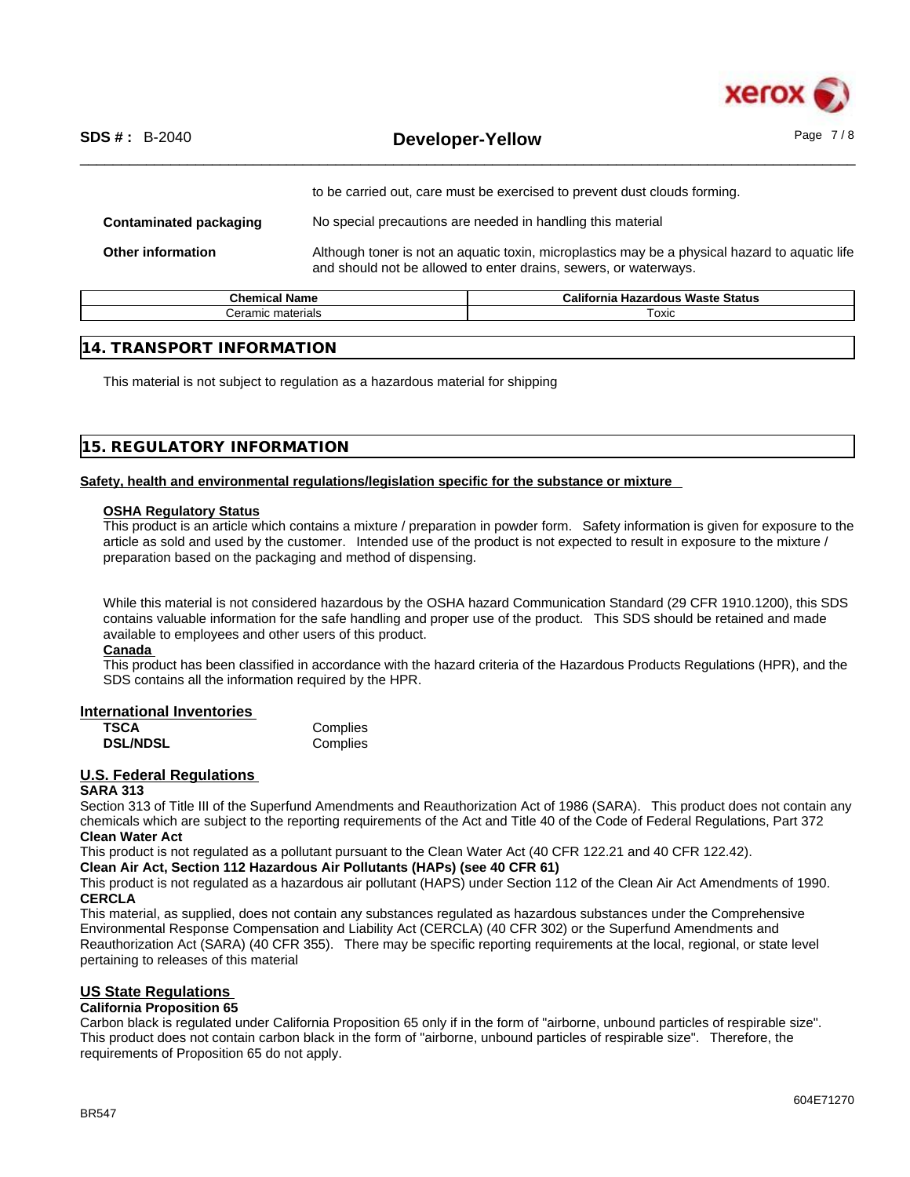to be carried out, care must be exercised to prevent dust clouds forming.

**Contaminated packaging** No special precautions are needed in handling this material

**Other information** Although toner is not an aquatic toxin, microplastics may be a physical hazard to aquatic life and should not be allowed to enter drains, sewers, or waterways.

| Chemical Name | California Hazardous Waste Status |
|---|---|
| Ceramic materials | Toxic |

## 14. TRANSPORT INFORMATION

This material is not subject to regulation as a hazardous material for shipping

## 15. REGULATORY INFORMATION

**Safety, health and environmental regulations/legislation specific for the substance or mixture**

**OSHA Regulatory Status**

This product is an article which contains a mixture / preparation in powder form. Safety information is given for exposure to the article as sold and used by the customer. Intended use of the product is not expected to result in exposure to the mixture / preparation based on the packaging and method of dispensing.

While this material is not considered hazardous by the OSHA hazard Communication Standard (29 CFR 1910.1200), this SDS contains valuable information for the safe handling and proper use of the product. This SDS should be retained and made available to employees and other users of this product.

**Canada**

This product has been classified in accordance with the hazard criteria of the Hazardous Products Regulations (HPR), and the SDS contains all the information required by the HPR.

### International Inventories

| | |
|---|---|
| **TSCA** | Complies |
| **DSL/NDSL** | Complies |

### U.S. Federal Regulations

**SARA 313**

Section 313 of Title III of the Superfund Amendments and Reauthorization Act of 1986 (SARA). This product does not contain any chemicals which are subject to the reporting requirements of the Act and Title 40 of the Code of Federal Regulations, Part 372

**Clean Water Act**

This product is not regulated as a pollutant pursuant to the Clean Water Act (40 CFR 122.21 and 40 CFR 122.42).

**Clean Air Act, Section 112 Hazardous Air Pollutants (HAPs) (see 40 CFR 61)**

This product is not regulated as a hazardous air pollutant (HAPS) under Section 112 of the Clean Air Act Amendments of 1990.

**CERCLA**

This material, as supplied, does not contain any substances regulated as hazardous substances under the Comprehensive Environmental Response Compensation and Liability Act (CERCLA) (40 CFR 302) or the Superfund Amendments and Reauthorization Act (SARA) (40 CFR 355). There may be specific reporting requirements at the local, regional, or state level pertaining to releases of this material

### US State Regulations

**California Proposition 65**

Carbon black is regulated under California Proposition 65 only if in the form of "airborne, unbound particles of respirable size". This product does not contain carbon black in the form of "airborne, unbound particles of respirable size". Therefore, the requirements of Proposition 65 do not apply.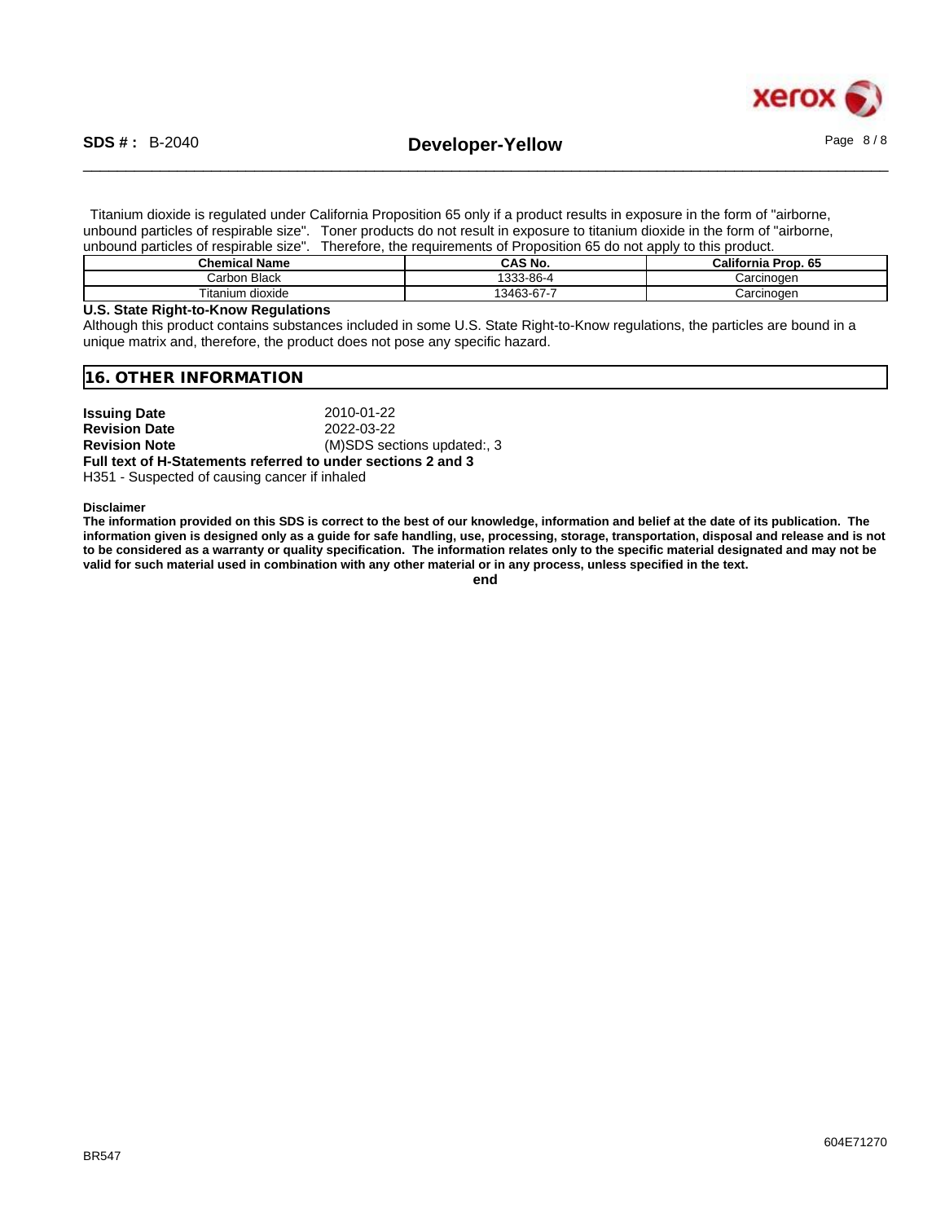Titanium dioxide is regulated under California Proposition 65 only if a product results in exposure in the form of "airborne, unbound particles of respirable size". Toner products do not result in exposure to titanium dioxide in the form of "airborne, unbound particles of respirable size". Therefore, the requirements of Proposition 65 do not apply to this product.

| Chemical Name | CAS No. | California Prop. 65 |
|---|---|---|
| Carbon Black | 1333-86-4 | Carcinogen |
| Titanium dioxide | 13463-67-7 | Carcinogen |

**U.S. State Right-to-Know Regulations**

Although this product contains substances included in some U.S. State Right-to-Know regulations, the particles are bound in a unique matrix and, therefore, the product does not pose any specific hazard.

## 16. OTHER INFORMATION

**Issuing Date** 2010-01-22
**Revision Date** 2022-03-22
**Revision Note** (M)SDS sections updated:, 3

**Full text of H-Statements referred to under sections 2 and 3**

H351 - Suspected of causing cancer if inhaled

**Disclaimer**

**The information provided on this SDS is correct to the best of our knowledge, information and belief at the date of its publication. The information given is designed only as a guide for safe handling, use, processing, storage, transportation, disposal and release and is not to be considered as a warranty or quality specification. The information relates only to the specific material designated and may not be valid for such material used in combination with any other material or in any process, unless specified in the text.**

**end**

604E71270

BR547